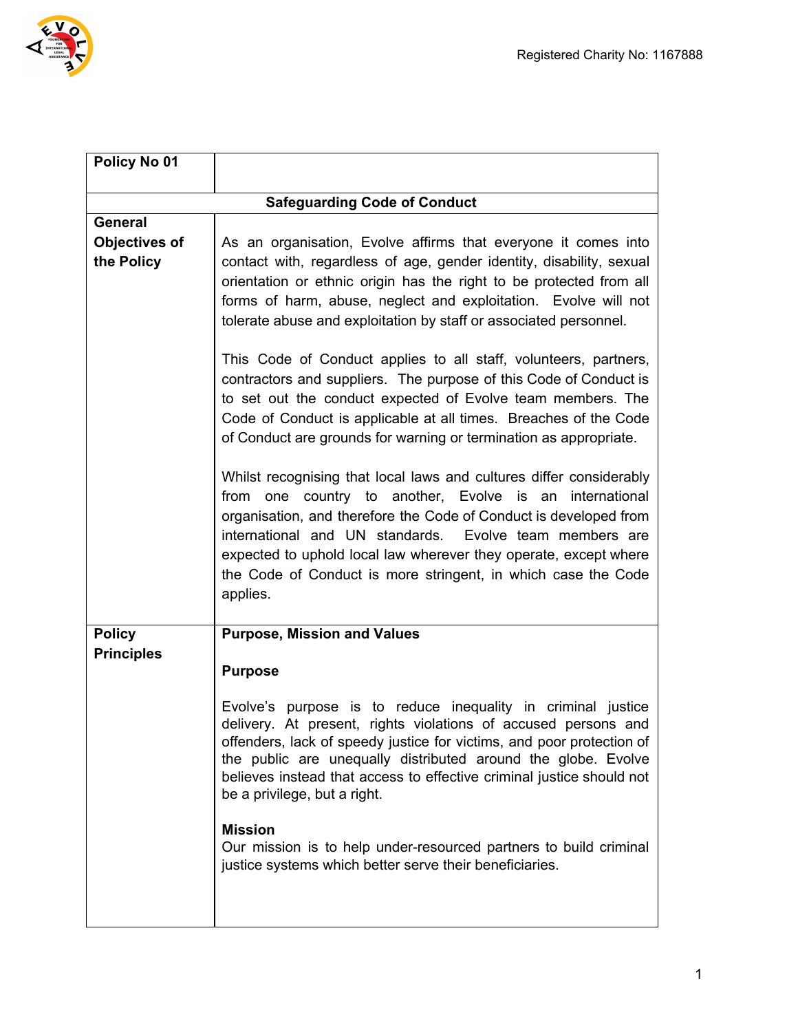Registered Charity No: 1167888

| Policy No 01 | |
|---|---|
| **Safeguarding Code of Conduct** | |
| **General Objectives of the Policy** | As an organisation, Evolve affirms that everyone it comes into contact with, regardless of age, gender identity, disability, sexual orientation or ethnic origin has the right to be protected from all forms of harm, abuse, neglect and exploitation. Evolve will not tolerate abuse and exploitation by staff or associated personnel.<br><br>This Code of Conduct applies to all staff, volunteers, partners, contractors and suppliers. The purpose of this Code of Conduct is to set out the conduct expected of Evolve team members. The Code of Conduct is applicable at all times. Breaches of the Code of Conduct are grounds for warning or termination as appropriate.<br><br>Whilst recognising that local laws and cultures differ considerably from one country to another, Evolve is an international organisation, and therefore the Code of Conduct is developed from international and UN standards. Evolve team members are expected to uphold local law wherever they operate, except where the Code of Conduct is more stringent, in which case the Code applies. |
| **Policy Principles** | **Purpose, Mission and Values**<br><br>**Purpose**<br><br>Evolve's purpose is to reduce inequality in criminal justice delivery. At present, rights violations of accused persons and offenders, lack of speedy justice for victims, and poor protection of the public are unequally distributed around the globe. Evolve believes instead that access to effective criminal justice should not be a privilege, but a right.<br><br>**Mission**<br>Our mission is to help under-resourced partners to build criminal justice systems which better serve their beneficiaries. |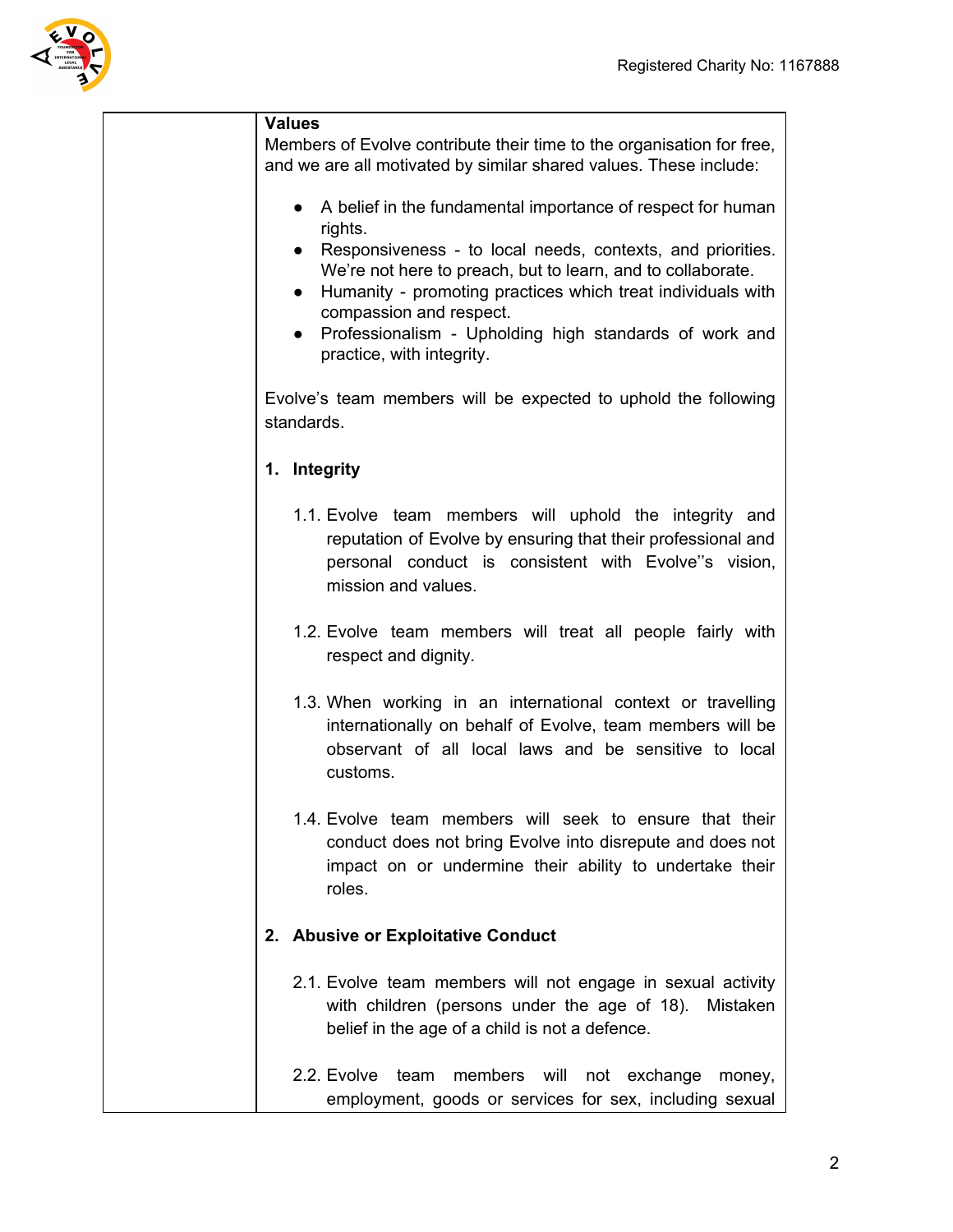**Values**

Members of Evolve contribute their time to the organisation for free, and we are all motivated by similar shared values. These include:

- A belief in the fundamental importance of respect for human rights.
- Responsiveness - to local needs, contexts, and priorities. We're not here to preach, but to learn, and to collaborate.
- Humanity - promoting practices which treat individuals with compassion and respect.
- Professionalism - Upholding high standards of work and practice, with integrity.

Evolve's team members will be expected to uphold the following standards.

**1. Integrity**

1.1. Evolve team members will uphold the integrity and reputation of Evolve by ensuring that their professional and personal conduct is consistent with Evolve''s vision, mission and values.

1.2. Evolve team members will treat all people fairly with respect and dignity.

1.3. When working in an international context or travelling internationally on behalf of Evolve, team members will be observant of all local laws and be sensitive to local customs.

1.4. Evolve team members will seek to ensure that their conduct does not bring Evolve into disrepute and does not impact on or undermine their ability to undertake their roles.

**2. Abusive or Exploitative Conduct**

2.1. Evolve team members will not engage in sexual activity with children (persons under the age of 18). Mistaken belief in the age of a child is not a defence.

2.2. Evolve team members will not exchange money, employment, goods or services for sex, including sexual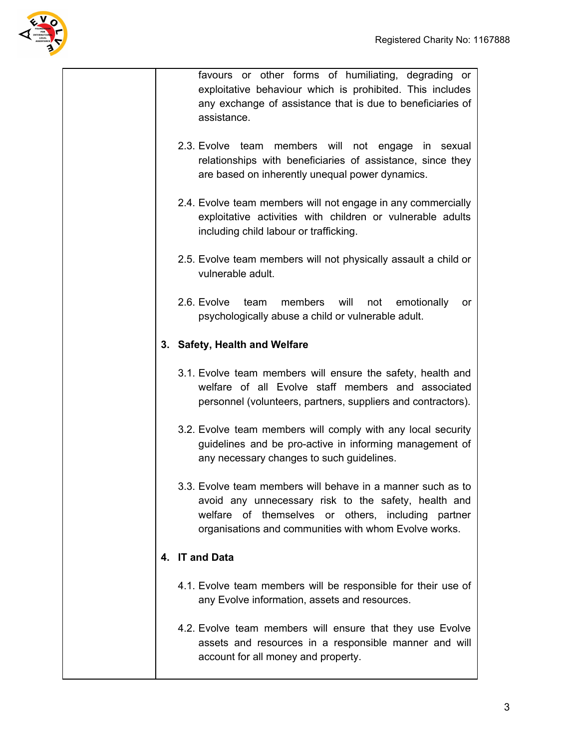favours or other forms of humiliating, degrading or exploitative behaviour which is prohibited. This includes any exchange of assistance that is due to beneficiaries of assistance.

2.3. Evolve team members will not engage in sexual relationships with beneficiaries of assistance, since they are based on inherently unequal power dynamics.

2.4. Evolve team members will not engage in any commercially exploitative activities with children or vulnerable adults including child labour or trafficking.

2.5. Evolve team members will not physically assault a child or vulnerable adult.

2.6. Evolve team members will not emotionally or psychologically abuse a child or vulnerable adult.

**3. Safety, Health and Welfare**

3.1. Evolve team members will ensure the safety, health and welfare of all Evolve staff members and associated personnel (volunteers, partners, suppliers and contractors).

3.2. Evolve team members will comply with any local security guidelines and be pro-active in informing management of any necessary changes to such guidelines.

3.3. Evolve team members will behave in a manner such as to avoid any unnecessary risk to the safety, health and welfare of themselves or others, including partner organisations and communities with whom Evolve works.

**4. IT and Data**

4.1. Evolve team members will be responsible for their use of any Evolve information, assets and resources.

4.2. Evolve team members will ensure that they use Evolve assets and resources in a responsible manner and will account for all money and property.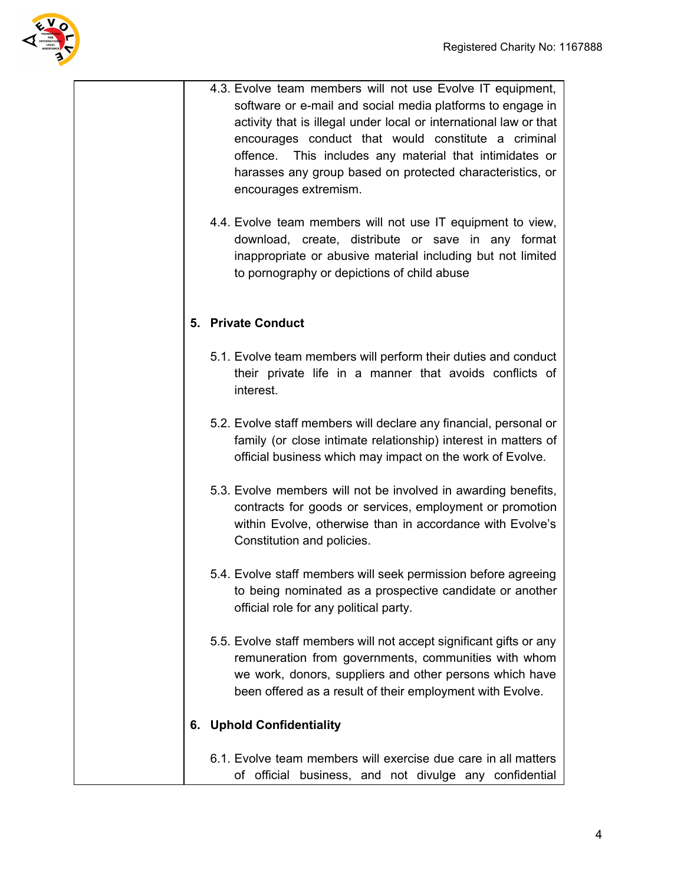4.3. Evolve team members will not use Evolve IT equipment, software or e-mail and social media platforms to engage in activity that is illegal under local or international law or that encourages conduct that would constitute a criminal offence. This includes any material that intimidates or harasses any group based on protected characteristics, or encourages extremism.

4.4. Evolve team members will not use IT equipment to view, download, create, distribute or save in any format inappropriate or abusive material including but not limited to pornography or depictions of child abuse

## 5. Private Conduct

5.1. Evolve team members will perform their duties and conduct their private life in a manner that avoids conflicts of interest.

5.2. Evolve staff members will declare any financial, personal or family (or close intimate relationship) interest in matters of official business which may impact on the work of Evolve.

5.3. Evolve members will not be involved in awarding benefits, contracts for goods or services, employment or promotion within Evolve, otherwise than in accordance with Evolve's Constitution and policies.

5.4. Evolve staff members will seek permission before agreeing to being nominated as a prospective candidate or another official role for any political party.

5.5. Evolve staff members will not accept significant gifts or any remuneration from governments, communities with whom we work, donors, suppliers and other persons which have been offered as a result of their employment with Evolve.

## 6. Uphold Confidentiality

6.1. Evolve team members will exercise due care in all matters of official business, and not divulge any confidential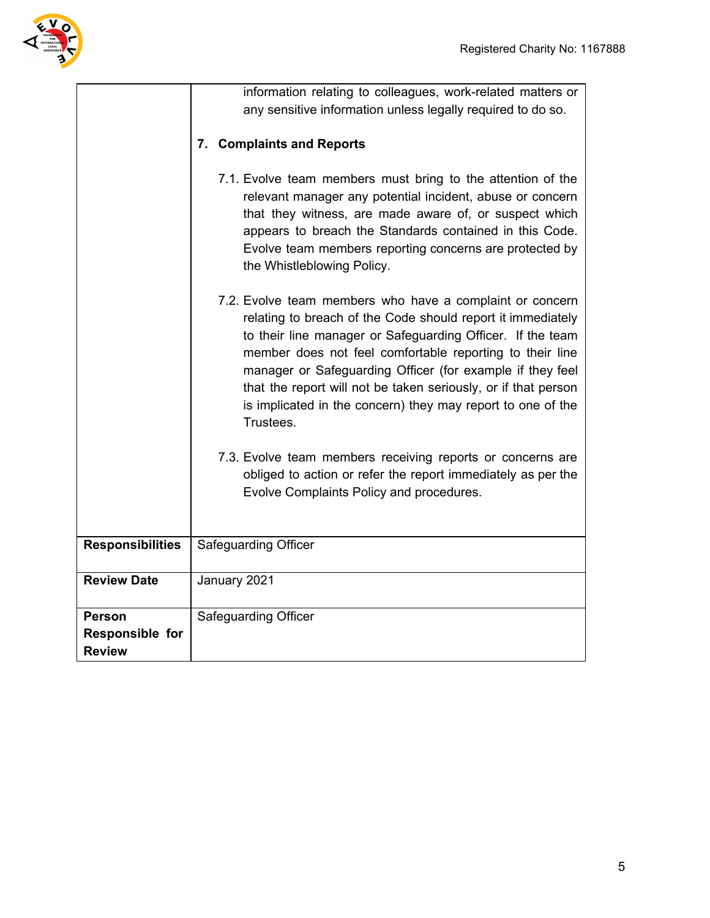| | |
|---|---|
| | information relating to colleagues, work-related matters or any sensitive information unless legally required to do so.<br><br>**7. Complaints and Reports**<br><br>7.1. Evolve team members must bring to the attention of the relevant manager any potential incident, abuse or concern that they witness, are made aware of, or suspect which appears to breach the Standards contained in this Code. Evolve team members reporting concerns are protected by the Whistleblowing Policy.<br><br>7.2. Evolve team members who have a complaint or concern relating to breach of the Code should report it immediately to their line manager or Safeguarding Officer. If the team member does not feel comfortable reporting to their line manager or Safeguarding Officer (for example if they feel that the report will not be taken seriously, or if that person is implicated in the concern) they may report to one of the Trustees.<br><br>7.3. Evolve team members receiving reports or concerns are obliged to action or refer the report immediately as per the Evolve Complaints Policy and procedures. |
| **Responsibilities** | Safeguarding Officer |
| **Review Date** | January 2021 |
| **Person Responsible for Review** | Safeguarding Officer |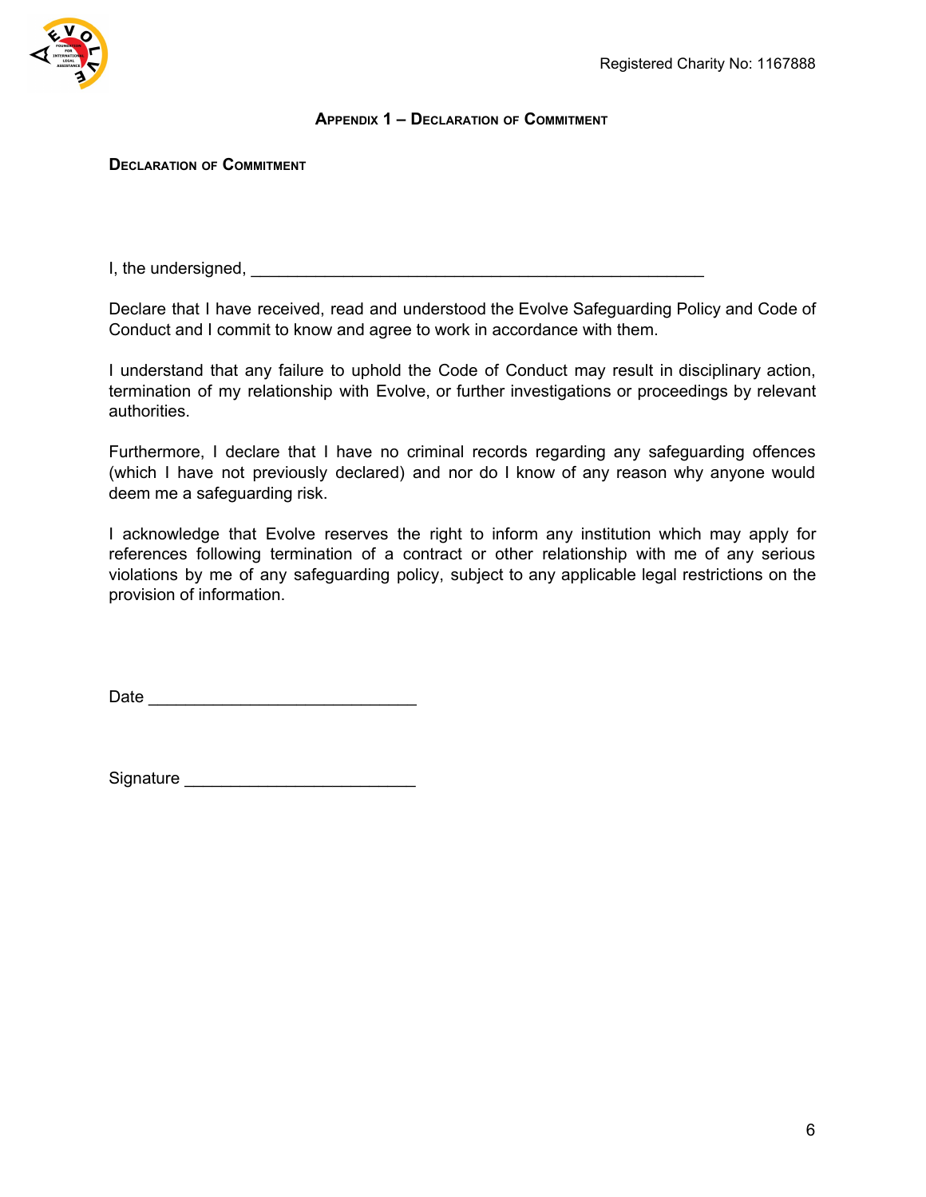Registered Charity No: 1167888

## Appendix 1 – Declaration of Commitment

### Declaration of Commitment

I, the undersigned, ___________________________________________________

Declare that I have received, read and understood the Evolve Safeguarding Policy and Code of Conduct and I commit to know and agree to work in accordance with them.

I understand that any failure to uphold the Code of Conduct may result in disciplinary action, termination of my relationship with Evolve, or further investigations or proceedings by relevant authorities.

Furthermore, I declare that I have no criminal records regarding any safeguarding offences (which I have not previously declared) and nor do I know of any reason why anyone would deem me a safeguarding risk.

I acknowledge that Evolve reserves the right to inform any institution which may apply for references following termination of a contract or other relationship with me of any serious violations by me of any safeguarding policy, subject to any applicable legal restrictions on the provision of information.

Date _____________________________

Signature ________________________